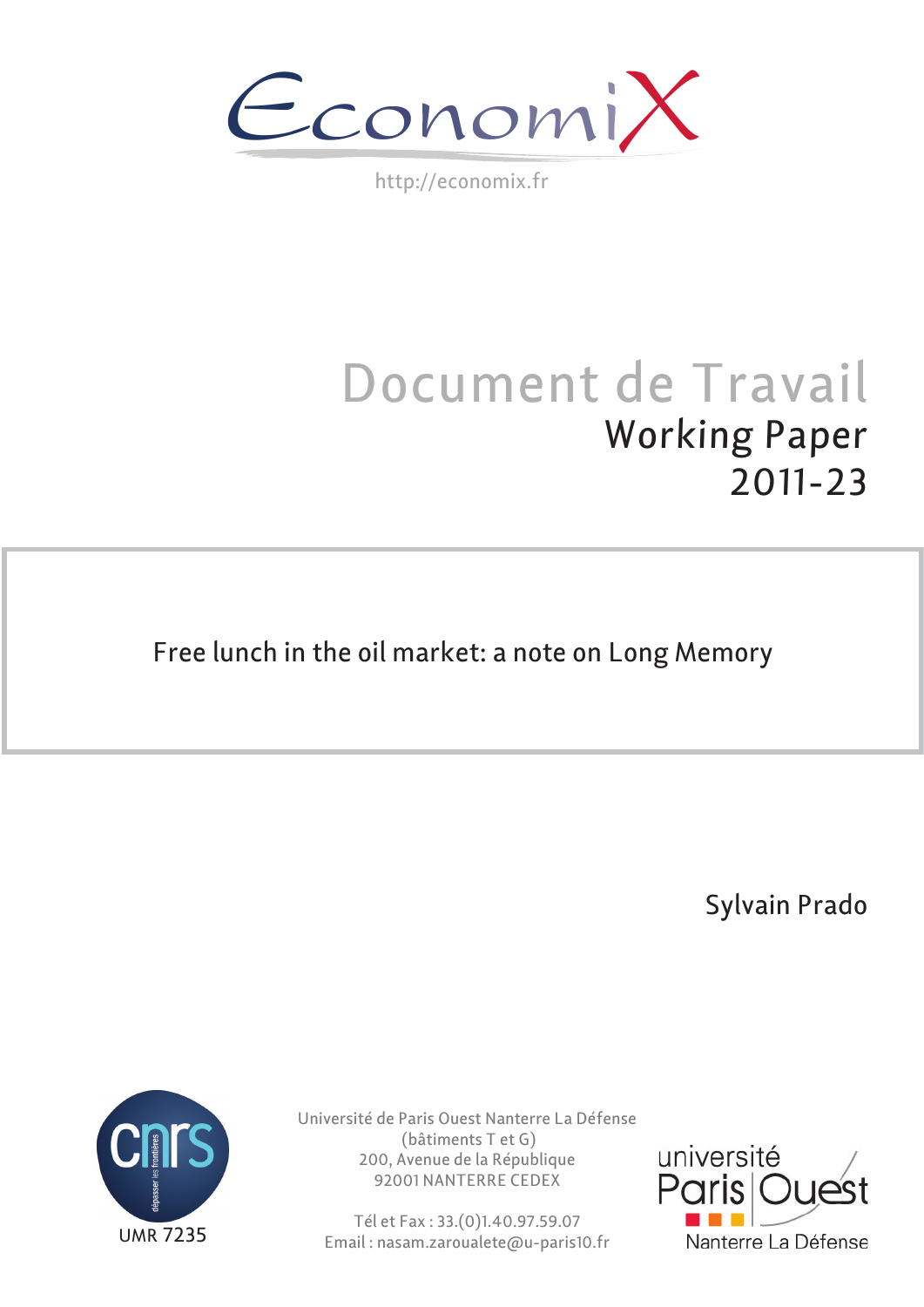EconomiX

http://economix.fr

# Document de Travail

## Working Paper

## 2011-23

**Free lunch in the oil market: a note on Long Memory**

Sylvain Prado

UMR 7235

Université de Paris Ouest Nanterre La Défense
(bâtiments T et G)
200, Avenue de la République
92001 NANTERRE CEDEX

Tél et Fax : 33.(0)1.40.97.59.07
Email : nasam.zaroualete@u-paris10.fr

université Paris Ouest Nanterre La Défense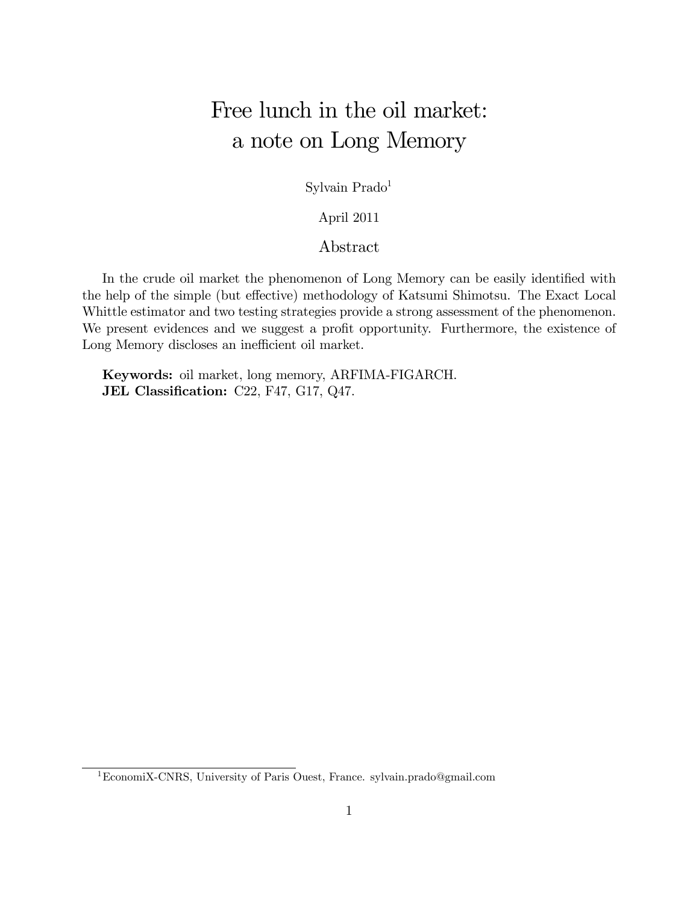# Free lunch in the oil market: a note on Long Memory

Sylvain Prado[1]

April 2011

## Abstract

In the crude oil market the phenomenon of Long Memory can be easily identified with the help of the simple (but effective) methodology of Katsumi Shimotsu. The Exact Local Whittle estimator and two testing strategies provide a strong assessment of the phenomenon. We present evidences and we suggest a profit opportunity. Furthermore, the existence of Long Memory discloses an inefficient oil market.

**Keywords:** oil market, long memory, ARFIMA-FIGARCH.  
**JEL Classification:** C22, F47, G17, Q47.

[1] EconomiX-CNRS, University of Paris Ouest, France. sylvain.prado@gmail.com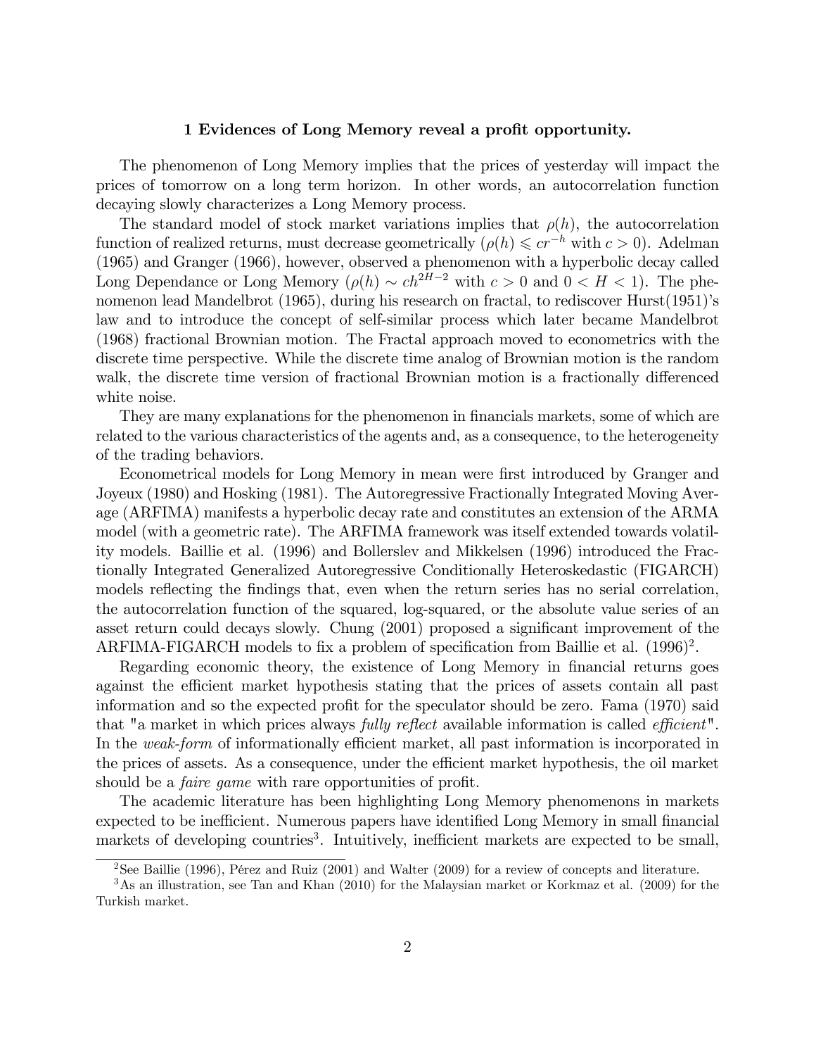## 1 Evidences of Long Memory reveal a profit opportunity.

The phenomenon of Long Memory implies that the prices of yesterday will impact the prices of tomorrow on a long term horizon. In other words, an autocorrelation function decaying slowly characterizes a Long Memory process.

The standard model of stock market variations implies that $\rho(h)$, the autocorrelation function of realized returns, must decrease geometrically ($\rho(h) \leqslant cr^{-h}$ with $c > 0$). Adelman (1965) and Granger (1966), however, observed a phenomenon with a hyperbolic decay called Long Dependance or Long Memory ($\rho(h) \sim ch^{2H-2}$ with $c > 0$ and $0 < H < 1$). The phenomenon lead Mandelbrot (1965), during his research on fractal, to rediscover Hurst(1951)'s law and to introduce the concept of self-similar process which later became Mandelbrot (1968) fractional Brownian motion. The Fractal approach moved to econometrics with the discrete time perspective. While the discrete time analog of Brownian motion is the random walk, the discrete time version of fractional Brownian motion is a fractionally differenced white noise.

They are many explanations for the phenomenon in financials markets, some of which are related to the various characteristics of the agents and, as a consequence, to the heterogeneity of the trading behaviors.

Econometrical models for Long Memory in mean were first introduced by Granger and Joyeux (1980) and Hosking (1981). The Autoregressive Fractionally Integrated Moving Average (ARFIMA) manifests a hyperbolic decay rate and constitutes an extension of the ARMA model (with a geometric rate). The ARFIMA framework was itself extended towards volatility models. Baillie et al. (1996) and Bollerslev and Mikkelsen (1996) introduced the Fractionally Integrated Generalized Autoregressive Conditionally Heteroskedastic (FIGARCH) models reflecting the findings that, even when the return series has no serial correlation, the autocorrelation function of the squared, log-squared, or the absolute value series of an asset return could decays slowly. Chung (2001) proposed a significant improvement of the ARFIMA-FIGARCH models to fix a problem of specification from Baillie et al. (1996)[2].

Regarding economic theory, the existence of Long Memory in financial returns goes against the efficient market hypothesis stating that the prices of assets contain all past information and so the expected profit for the speculator should be zero. Fama (1970) said that "a market in which prices always *fully reflect* available information is called *efficient*". In the *weak-form* of informationally efficient market, all past information is incorporated in the prices of assets. As a consequence, under the efficient market hypothesis, the oil market should be a *faire game* with rare opportunities of profit.

The academic literature has been highlighting Long Memory phenomenons in markets expected to be inefficient. Numerous papers have identified Long Memory in small financial markets of developing countries[3]. Intuitively, inefficient markets are expected to be small,

[2] See Baillie (1996), Pérez and Ruiz (2001) and Walter (2009) for a review of concepts and literature.

[3] As an illustration, see Tan and Khan (2010) for the Malaysian market or Korkmaz et al. (2009) for the Turkish market.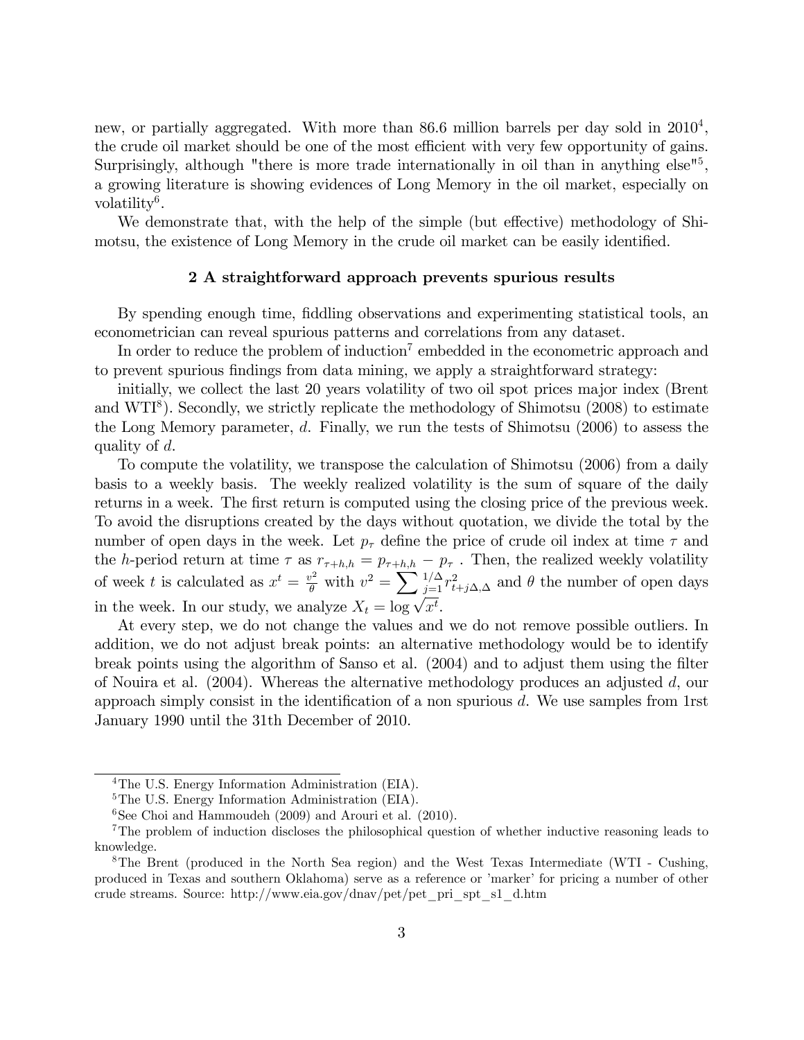new, or partially aggregated. With more than 86.6 million barrels per day sold in 2010[4], the crude oil market should be one of the most efficient with very few opportunity of gains. Surprisingly, although "there is more trade internationally in oil than in anything else"[5], a growing literature is showing evidences of Long Memory in the oil market, especially on volatility[6].

We demonstrate that, with the help of the simple (but effective) methodology of Shimotsu, the existence of Long Memory in the crude oil market can be easily identified.

## 2 A straightforward approach prevents spurious results

By spending enough time, fiddling observations and experimenting statistical tools, an econometrician can reveal spurious patterns and correlations from any dataset.

In order to reduce the problem of induction[7] embedded in the econometric approach and to prevent spurious findings from data mining, we apply a straightforward strategy:

initially, we collect the last 20 years volatility of two oil spot prices major index (Brent and WTI[8]). Secondly, we strictly replicate the methodology of Shimotsu (2008) to estimate the Long Memory parameter, $d$. Finally, we run the tests of Shimotsu (2006) to assess the quality of $d$.

To compute the volatility, we transpose the calculation of Shimotsu (2006) from a daily basis to a weekly basis. The weekly realized volatility is the sum of square of the daily returns in a week. The first return is computed using the closing price of the previous week. To avoid the disruptions created by the days without quotation, we divide the total by the number of open days in the week. Let $p_\tau$ define the price of crude oil index at time $\tau$ and the $h$-period return at time $\tau$ as $r_{\tau+h,h} = p_{\tau+h,h} - p_\tau$ . Then, the realized weekly volatility of week $t$ is calculated as $x^t = \frac{v^2}{\theta}$ with $v^2 = \sum_{j=1}^{1/\Delta} r^2_{t+j\Delta,\Delta}$ and $\theta$ the number of open days in the week. In our study, we analyze $X_t = \log \sqrt{x^t}$.

At every step, we do not change the values and we do not remove possible outliers. In addition, we do not adjust break points: an alternative methodology would be to identify break points using the algorithm of Sanso et al. (2004) and to adjust them using the filter of Nouira et al. (2004). Whereas the alternative methodology produces an adjusted $d$, our approach simply consist in the identification of a non spurious $d$. We use samples from 1rst January 1990 until the 31th December of 2010.

---

[4] The U.S. Energy Information Administration (EIA).

[5] The U.S. Energy Information Administration (EIA).

[6] See Choi and Hammoudeh (2009) and Arouri et al. (2010).

[7] The problem of induction discloses the philosophical question of whether inductive reasoning leads to knowledge.

[8] The Brent (produced in the North Sea region) and the West Texas Intermediate (WTI - Cushing, produced in Texas and southern Oklahoma) serve as a reference or 'marker' for pricing a number of other crude streams. Source: http://www.eia.gov/dnav/pet/pet_pri_spt_s1_d.htm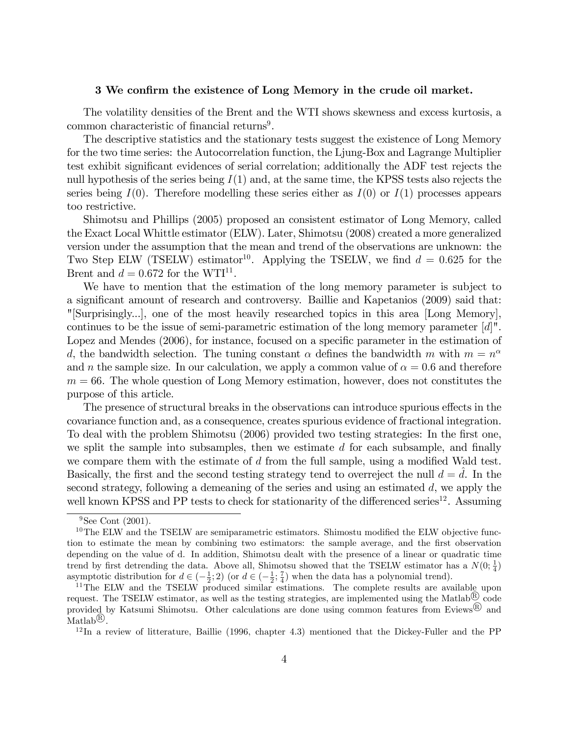### 3 We confirm the existence of Long Memory in the crude oil market.

The volatility densities of the Brent and the WTI shows skewness and excess kurtosis, a common characteristic of financial returns[9].

The descriptive statistics and the stationary tests suggest the existence of Long Memory for the two time series: the Autocorrelation function, the Ljung-Box and Lagrange Multiplier test exhibit significant evidences of serial correlation; additionally the ADF test rejects the null hypothesis of the series being $I(1)$ and, at the same time, the KPSS tests also rejects the series being $I(0)$. Therefore modelling these series either as $I(0)$ or $I(1)$ processes appears too restrictive.

Shimotsu and Phillips (2005) proposed an consistent estimator of Long Memory, called the Exact Local Whittle estimator (ELW). Later, Shimotsu (2008) created a more generalized version under the assumption that the mean and trend of the observations are unknown: the Two Step ELW (TSELW) estimator[10]. Applying the TSELW, we find $d = 0.625$ for the Brent and $d = 0.672$ for the WTI[11].

We have to mention that the estimation of the long memory parameter is subject to a significant amount of research and controversy. Baillie and Kapetanios (2009) said that: "[Surprisingly...], one of the most heavily researched topics in this area [Long Memory], continues to be the issue of semi-parametric estimation of the long memory parameter [$d$]". Lopez and Mendes (2006), for instance, focused on a specific parameter in the estimation of $d$, the bandwidth selection. The tuning constant $\alpha$ defines the bandwidth $m$ with $m = n^{\alpha}$ and $n$ the sample size. In our calculation, we apply a common value of $\alpha = 0.6$ and therefore $m = 66$. The whole question of Long Memory estimation, however, does not constitutes the purpose of this article.

The presence of structural breaks in the observations can introduce spurious effects in the covariance function and, as a consequence, creates spurious evidence of fractional integration. To deal with the problem Shimotsu (2006) provided two testing strategies: In the first one, we split the sample into subsamples, then we estimate $d$ for each subsample, and finally we compare them with the estimate of $d$ from the full sample, using a modified Wald test. Basically, the first and the second testing strategy tend to overreject the null $d = \hat{d}$. In the second strategy, following a demeaning of the series and using an estimated $d$, we apply the well known KPSS and PP tests to check for stationarity of the differenced series[12]. Assuming

[9] See Cont (2001).

[10] The ELW and the TSELW are semiparametric estimators. Shimostu modified the ELW objective function to estimate the mean by combining two estimators: the sample average, and the first observation depending on the value of d. In addition, Shimotsu dealt with the presence of a linear or quadratic time trend by first detrending the data. Above all, Shimotsu showed that the TSELW estimator has a $N(0; \frac{1}{4})$ asymptotic distribution for $d \in (-\frac{1}{2}; 2)$ (or $d \in (-\frac{1}{2}; \frac{7}{4})$ when the data has a polynomial trend).

[11] The ELW and the TSELW produced similar estimations. The complete results are available upon request. The TSELW estimator, as well as the testing strategies, are implemented using the Matlab® code provided by Katsumi Shimotsu. Other calculations are done using common features from Eviews® and Matlab®.

[12] In a review of litterature, Baillie (1996, chapter 4.3) mentioned that the Dickey-Fuller and the PP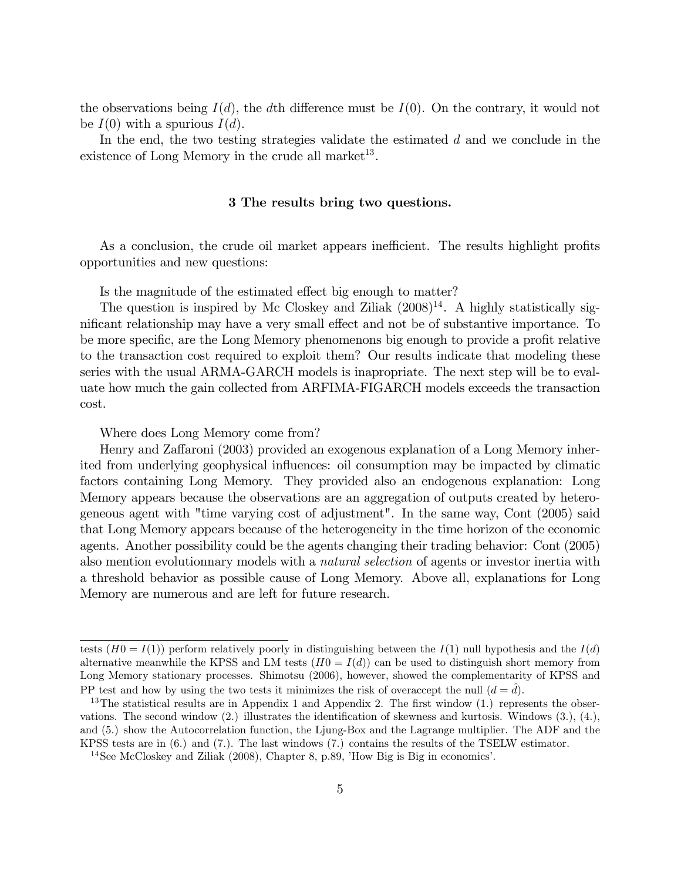the observations being $I(d)$, the $d$th difference must be $I(0)$. On the contrary, it would not be $I(0)$ with a spurious $I(d)$.

In the end, the two testing strategies validate the estimated $d$ and we conclude in the existence of Long Memory in the crude all market[13].

## 3 The results bring two questions.

As a conclusion, the crude oil market appears inefficient. The results highlight profits opportunities and new questions:

Is the magnitude of the estimated effect big enough to matter?

The question is inspired by Mc Closkey and Ziliak (2008)[14]. A highly statistically significant relationship may have a very small effect and not be of substantive importance. To be more specific, are the Long Memory phenomenons big enough to provide a profit relative to the transaction cost required to exploit them? Our results indicate that modeling these series with the usual ARMA-GARCH models is inapropriate. The next step will be to evaluate how much the gain collected from ARFIMA-FIGARCH models exceeds the transaction cost.

Where does Long Memory come from?

Henry and Zaffaroni (2003) provided an exogenous explanation of a Long Memory inherited from underlying geophysical influences: oil consumption may be impacted by climatic factors containing Long Memory. They provided also an endogenous explanation: Long Memory appears because the observations are an aggregation of outputs created by heterogeneous agent with "time varying cost of adjustment". In the same way, Cont (2005) said that Long Memory appears because of the heterogeneity in the time horizon of the economic agents. Another possibility could be the agents changing their trading behavior: Cont (2005) also mention evolutionnary models with a *natural selection* of agents or investor inertia with a threshold behavior as possible cause of Long Memory. Above all, explanations for Long Memory are numerous and are left for future research.

---

tests ($H0 = I(1)$) perform relatively poorly in distinguishing between the $I(1)$ null hypothesis and the $I(d)$ alternative meanwhile the KPSS and LM tests ($H0 = I(d)$) can be used to distinguish short memory from Long Memory stationary processes. Shimotsu (2006), however, showed the complementarity of KPSS and PP test and how by using the two tests it minimizes the risk of overaccept the null ($d = \hat{d}$).

[13] The statistical results are in Appendix 1 and Appendix 2. The first window (1.) represents the observations. The second window (2.) illustrates the identification of skewness and kurtosis. Windows (3.), (4.), and (5.) show the Autocorrelation function, the Ljung-Box and the Lagrange multiplier. The ADF and the KPSS tests are in (6.) and (7.). The last windows (7.) contains the results of the TSELW estimator.

[14] See McCloskey and Ziliak (2008), Chapter 8, p.89, 'How Big is Big in economics'.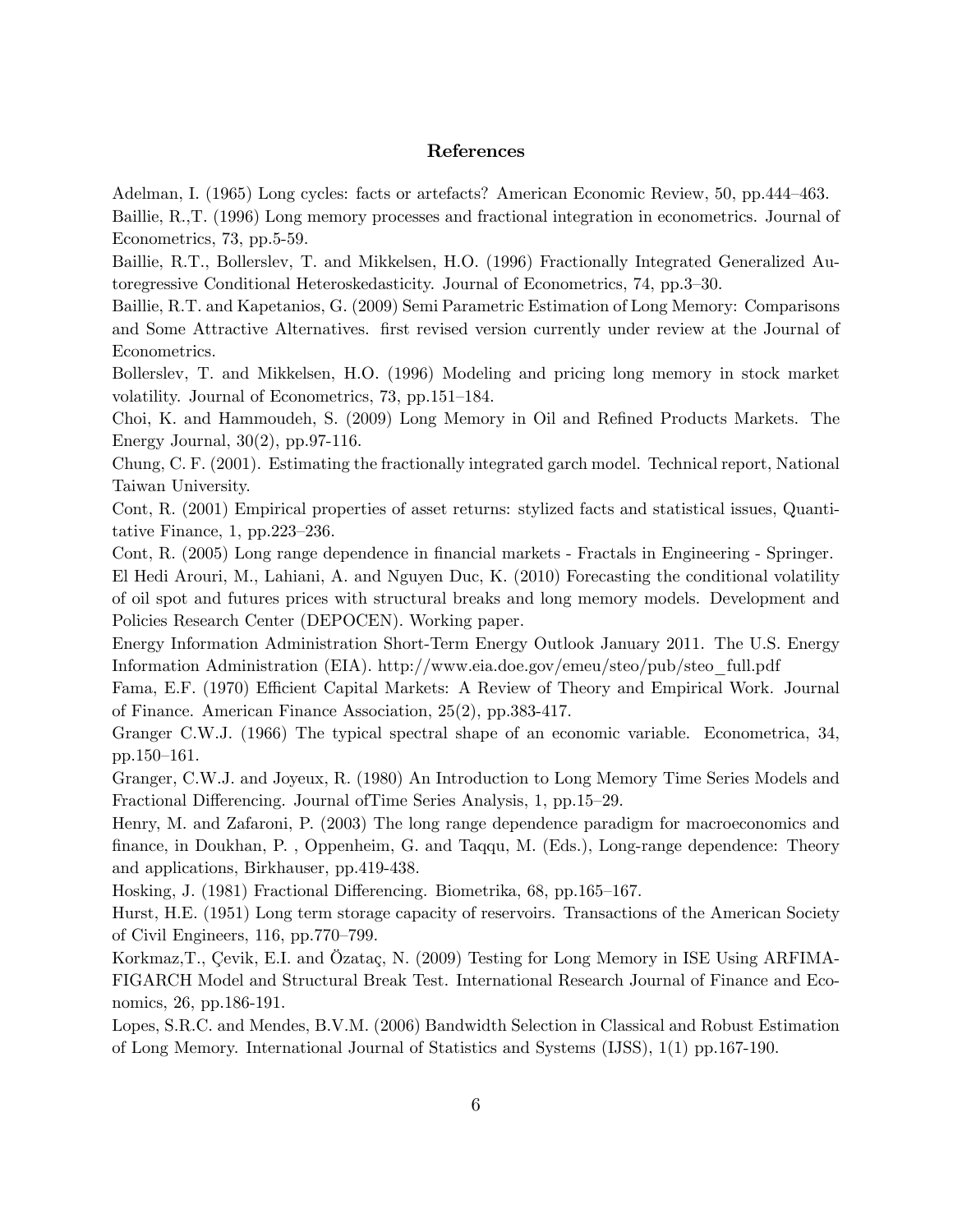# References

Adelman, I. (1965) Long cycles: facts or artefacts? American Economic Review, 50, pp.444–463.

Baillie, R.,T. (1996) Long memory processes and fractional integration in econometrics. Journal of Econometrics, 73, pp.5-59.

Baillie, R.T., Bollerslev, T. and Mikkelsen, H.O. (1996) Fractionally Integrated Generalized Autoregressive Conditional Heteroskedasticity. Journal of Econometrics, 74, pp.3–30.

Baillie, R.T. and Kapetanios, G. (2009) Semi Parametric Estimation of Long Memory: Comparisons and Some Attractive Alternatives. first revised version currently under review at the Journal of Econometrics.

Bollerslev, T. and Mikkelsen, H.O. (1996) Modeling and pricing long memory in stock market volatility. Journal of Econometrics, 73, pp.151–184.

Choi, K. and Hammoudeh, S. (2009) Long Memory in Oil and Refined Products Markets. The Energy Journal, 30(2), pp.97-116.

Chung, C. F. (2001). Estimating the fractionally integrated garch model. Technical report, National Taiwan University.

Cont, R. (2001) Empirical properties of asset returns: stylized facts and statistical issues, Quantitative Finance, 1, pp.223–236.

Cont, R. (2005) Long range dependence in financial markets - Fractals in Engineering - Springer.

El Hedi Arouri, M., Lahiani, A. and Nguyen Duc, K. (2010) Forecasting the conditional volatility of oil spot and futures prices with structural breaks and long memory models. Development and Policies Research Center (DEPOCEN). Working paper.

Energy Information Administration Short-Term Energy Outlook January 2011. The U.S. Energy Information Administration (EIA). http://www.eia.doe.gov/emeu/steo/pub/steo_full.pdf

Fama, E.F. (1970) Efficient Capital Markets: A Review of Theory and Empirical Work. Journal of Finance. American Finance Association, 25(2), pp.383-417.

Granger C.W.J. (1966) The typical spectral shape of an economic variable. Econometrica, 34, pp.150–161.

Granger, C.W.J. and Joyeux, R. (1980) An Introduction to Long Memory Time Series Models and Fractional Differencing. Journal ofTime Series Analysis, 1, pp.15–29.

Henry, M. and Zafaroni, P. (2003) The long range dependence paradigm for macroeconomics and finance, in Doukhan, P. , Oppenheim, G. and Taqqu, M. (Eds.), Long-range dependence: Theory and applications, Birkhauser, pp.419-438.

Hosking, J. (1981) Fractional Differencing. Biometrika, 68, pp.165–167.

Hurst, H.E. (1951) Long term storage capacity of reservoirs. Transactions of the American Society of Civil Engineers, 116, pp.770–799.

Korkmaz,T., Çevik, E.I. and Özataç, N. (2009) Testing for Long Memory in ISE Using ARFIMA-FIGARCH Model and Structural Break Test. International Research Journal of Finance and Economics, 26, pp.186-191.

Lopes, S.R.C. and Mendes, B.V.M. (2006) Bandwidth Selection in Classical and Robust Estimation of Long Memory. International Journal of Statistics and Systems (IJSS), 1(1) pp.167-190.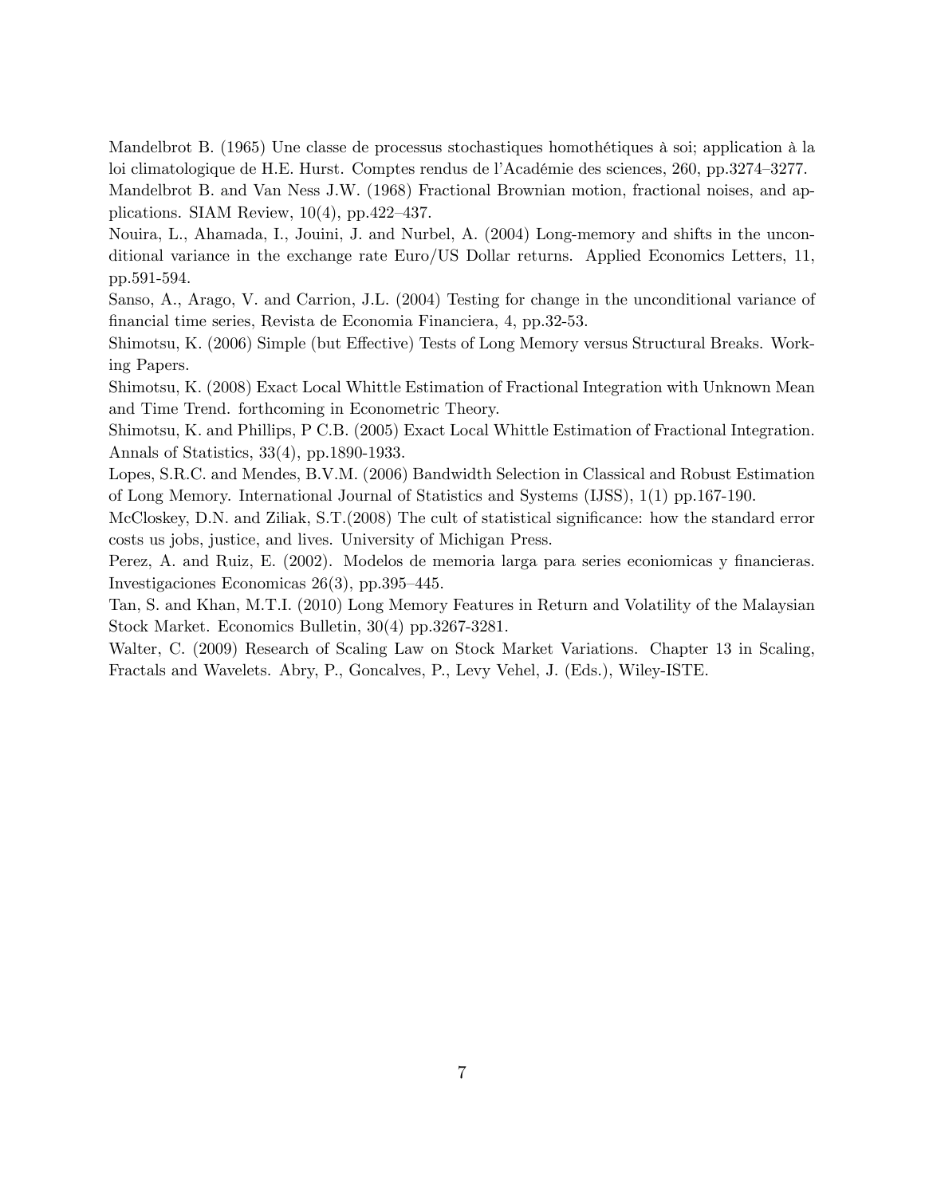Mandelbrot B. (1965) Une classe de processus stochastiques homothétiques à soi; application à la loi climatologique de H.E. Hurst. Comptes rendus de l'Académie des sciences, 260, pp.3274–3277.

Mandelbrot B. and Van Ness J.W. (1968) Fractional Brownian motion, fractional noises, and applications. SIAM Review, 10(4), pp.422–437.

Nouira, L., Ahamada, I., Jouini, J. and Nurbel, A. (2004) Long-memory and shifts in the unconditional variance in the exchange rate Euro/US Dollar returns. Applied Economics Letters, 11, pp.591-594.

Sanso, A., Arago, V. and Carrion, J.L. (2004) Testing for change in the unconditional variance of financial time series, Revista de Economia Financiera, 4, pp.32-53.

Shimotsu, K. (2006) Simple (but Effective) Tests of Long Memory versus Structural Breaks. Working Papers.

Shimotsu, K. (2008) Exact Local Whittle Estimation of Fractional Integration with Unknown Mean and Time Trend. forthcoming in Econometric Theory.

Shimotsu, K. and Phillips, P C.B. (2005) Exact Local Whittle Estimation of Fractional Integration. Annals of Statistics, 33(4), pp.1890-1933.

Lopes, S.R.C. and Mendes, B.V.M. (2006) Bandwidth Selection in Classical and Robust Estimation of Long Memory. International Journal of Statistics and Systems (IJSS), 1(1) pp.167-190.

McCloskey, D.N. and Ziliak, S.T.(2008) The cult of statistical significance: how the standard error costs us jobs, justice, and lives. University of Michigan Press.

Perez, A. and Ruiz, E. (2002). Modelos de memoria larga para series econiomicas y financieras. Investigaciones Economicas 26(3), pp.395–445.

Tan, S. and Khan, M.T.I. (2010) Long Memory Features in Return and Volatility of the Malaysian Stock Market. Economics Bulletin, 30(4) pp.3267-3281.

Walter, C. (2009) Research of Scaling Law on Stock Market Variations. Chapter 13 in Scaling, Fractals and Wavelets. Abry, P., Goncalves, P., Levy Vehel, J. (Eds.), Wiley-ISTE.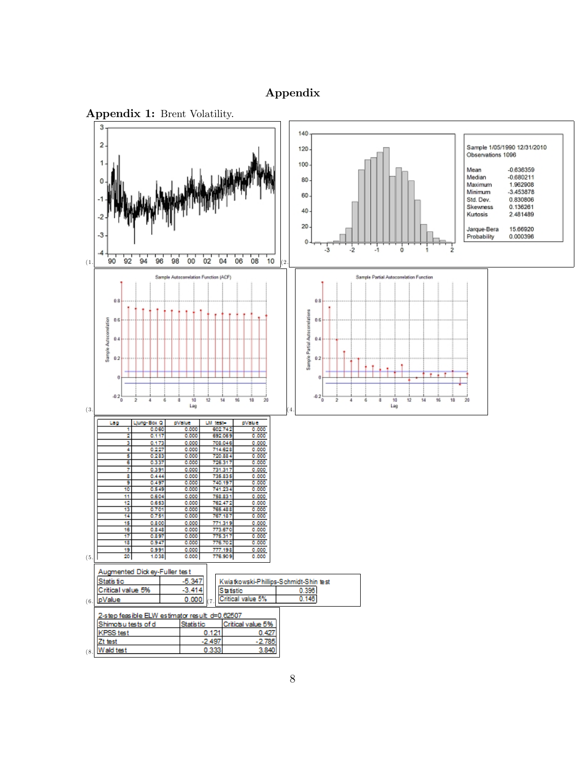# Appendix

**Appendix 1:** Brent Volatility.

(1.

(2.

Sample 1/05/1990 12/31/2010
Observations 1096

| | |
|---|---|
| Mean | -0.636359 |
| Median | -0.680211 |
| Maximum | 1.962908 |
| Minimum | -3.453878 |
| Std. Dev. | 0.830806 |
| Skewness | 0.136261 |
| Kurtosis | 2.481489 |
| Jarque-Bera | 15.66920 |
| Probability | 0.000396 |

(3.

(4.

(5.

| Lag | Ljung-Box Q | pValue | LM test* | pValue |
|---|---|---|---|---|
| 1 | 0.060 | 0.000 | 602.742 | 0.000 |
| 2 | 0.117 | 0.000 | 692.069 | 0.000 |
| 3 | 0.173 | 0.000 | 708.046 | 0.000 |
| 4 | 0.227 | 0.000 | 714.628 | 0.000 |
| 5 | 0.283 | 0.000 | 720.884 | 0.000 |
| 6 | 0.337 | 0.000 | 726.317 | 0.000 |
| 7 | 0.391 | 0.000 | 731.317 | 0.000 |
| 8 | 0.444 | 0.000 | 735.835 | 0.000 |
| 9 | 0.497 | 0.000 | 740.197 | 0.000 |
| 10 | 0.549 | 0.000 | 741.234 | 0.000 |
| 11 | 0.604 | 0.000 | 758.831 | 0.000 |
| 12 | 0.653 | 0.000 | 762.472 | 0.000 |
| 13 | 0.701 | 0.000 | 765.488 | 0.000 |
| 14 | 0.751 | 0.000 | 767.187 | 0.000 |
| 15 | 0.800 | 0.000 | 771.319 | 0.000 |
| 16 | 0.848 | 0.000 | 773.670 | 0.000 |
| 17 | 0.897 | 0.000 | 775.317 | 0.000 |
| 18 | 0.947 | 0.000 | 776.702 | 0.000 |
| 19 | 0.991 | 0.000 | 777.193 | 0.000 |
| 20 | 1.038 | 0.000 | 776.909 | 0.000 |

(6.

| Augmented Dickey-Fuller test | |
|---|---|
| Statistic | -5.347 |
| Critical value 5% | -3.414 |
| pValue | 0.000 |

(7.

| Kwiatkowski-Phillips-Schmidt-Shin test | |
|---|---|
| Statistic | 0.396 |
| Critical value 5% | 0.146 |

(8.

2-step feasible ELW estimator result: d=0.62507

| Shimotsu tests of d | Statistic | Critical value 5% |
|---|---|---|
| KPSS test | 0.121 | 0.427 |
| Zt test | -2.497 | -2.785 |
| Wald test | 0.333 | 3.840 |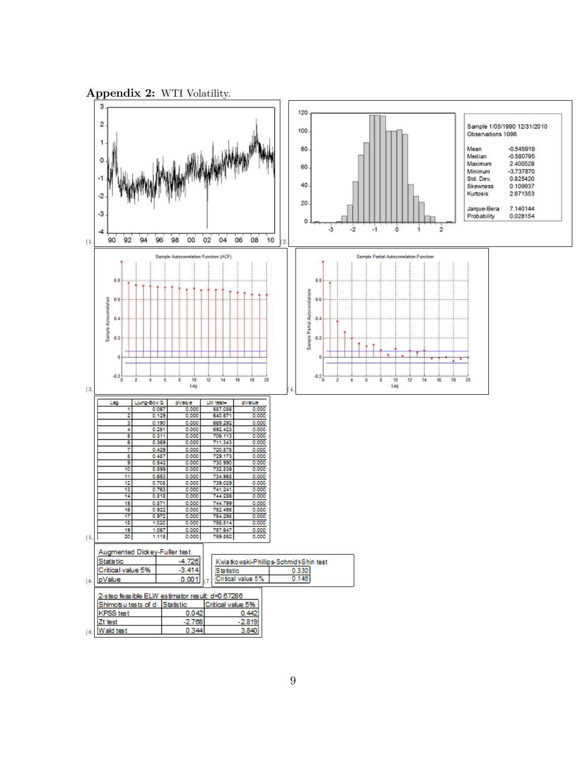**Appendix 2:** WTI Volatility.

(1.

3
2
1
0
-1
-2
-3
-4
90 92 94 96 98 00 02 04 06 08 10

(2.

120
100
80
60
40
20
0
-3 -2 -1 0 1 2

Sample 1/05/1990 12/31/2010
Observations 1096

Mean -0.545919
Median -0.580795
Maximum 2.400528
Minimum -3.737870
Std. Dev. 0.825420
Skewness 0.109937
Kurtosis 2.671353

Jarque-Bera 7.140144
Probability 0.028154

(3.

Sample Autocorrelation Function (ACF)
Sample Autocorrelation
Lag
0.8
0.6
0.4
0.2
0
-0.2
0 2 4 6 8 10 12 14 16 18 20

(4.

Sample Partial Autocorrelation Function
Sample Partial Autocorrelations
Lag
0.8
0.6
0.4
0.2
0
-0.2
0 2 4 6 8 10 12 14 16 18 20

(5.

| Lag | Ljung-Box Q | pValue | LM test= | pValue |
|---|---|---|---|---|
| 1 | 0.067 | 0.000 | 587.086 | 0.000 |
| 2 | 0.129 | 0.000 | 640.671 | 0.000 |
| 3 | 0.190 | 0.000 | 669.292 | 0.000 |
| 4 | 0.251 | 0.000 | 692.423 | 0.000 |
| 5 | 0.311 | 0.000 | 706.113 | 0.000 |
| 6 | 0.369 | 0.000 | 711.343 | 0.000 |
| 7 | 0.429 | 0.000 | 720.878 | 0.000 |
| 8 | 0.487 | 0.000 | 729.173 | 0.000 |
| 9 | 0.542 | 0.000 | 730.990 | 0.000 |
| 10 | 0.599 | 0.000 | 732.839 | 0.000 |
| 11 | 0.653 | 0.000 | 734.968 | 0.000 |
| 12 | 0.708 | 0.000 | 739.029 | 0.000 |
| 13 | 0.763 | 0.000 | 741.241 | 0.000 |
| 14 | 0.818 | 0.000 | 744.286 | 0.000 |
| 15 | 0.871 | 0.000 | 744.799 | 0.000 |
| 16 | 0.922 | 0.000 | 752.495 | 0.000 |
| 17 | 0.972 | 0.000 | 754.298 | 0.000 |
| 18 | 1.020 | 0.000 | 756.514 | 0.000 |
| 19 | 1.067 | 0.000 | 757.647 | 0.000 |
| 20 | 1.115 | 0.000 | 759.852 | 0.000 |

(6.

| Augmented Dickey-Fuller test | |
|---|---|
| Statistic | -4.726 |
| Critical value 5% | -3.414 |
| pValue | 0.001 |

(7.

| Kwiatkowski-Phillips-Schmidt-Shin test | |
|---|---|
| Statistic | 0.330 |
| Critical value 5% | 0.146 |

(8.

2-step feasible ELW estimator result: d=0.67286

| Shimotsu tests of d | Statistic | Critical value 5% |
|---|---|---|
| KPSS test | 0.042 | 0.442 |
| Zt test | -2.768 | -2.819 |
| Wald test | 0.344 | 3.840 |